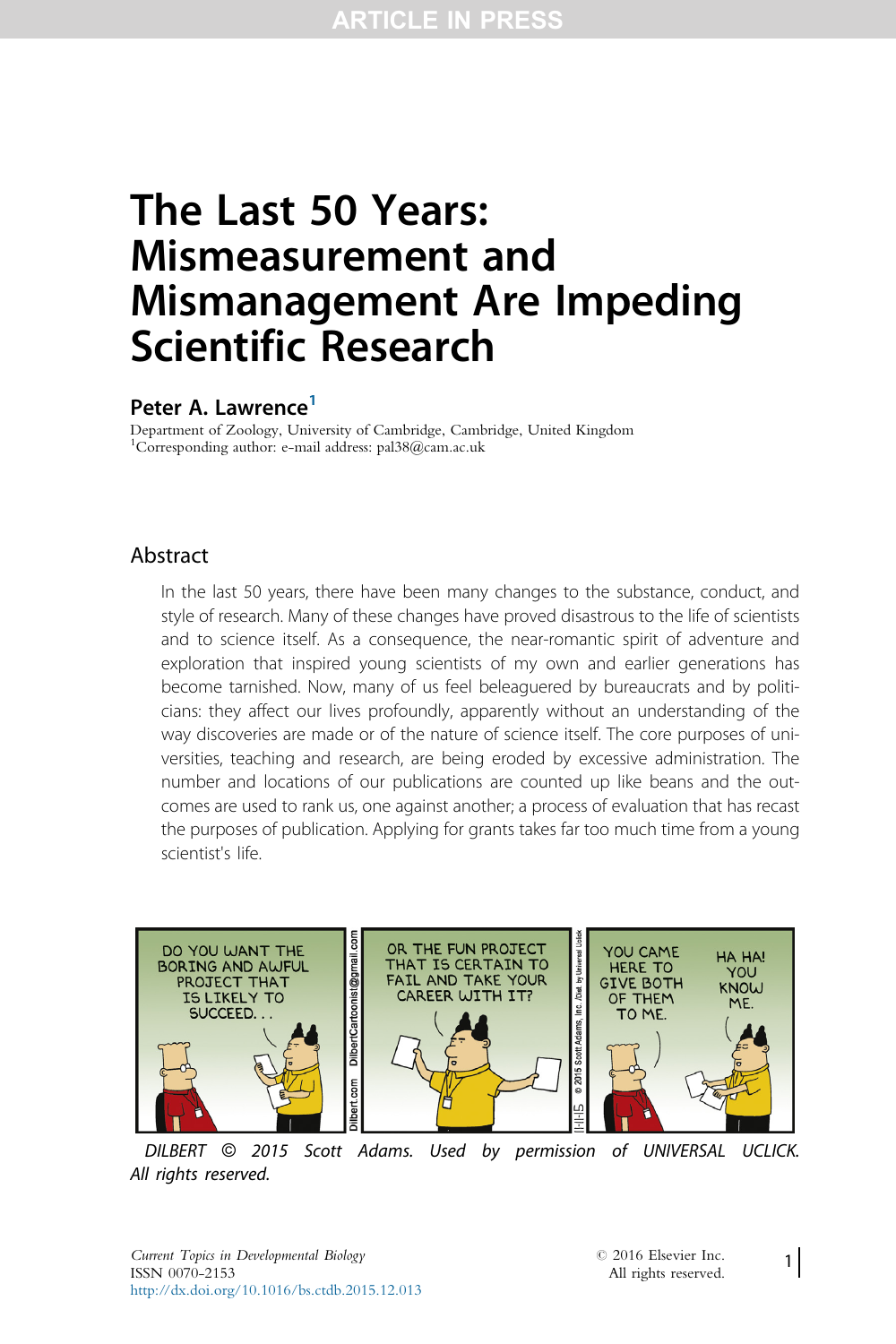# The Last 50 Years: Mismeasurement and Mismanagement Are Impeding Scientific Research

**Peter A. Lawrence**[1]

Department of Zoology, University of Cambridge, Cambridge, United Kingdom
[1]Corresponding author: e-mail address: pal38@cam.ac.uk

## Abstract

In the last 50 years, there have been many changes to the substance, conduct, and style of research. Many of these changes have proved disastrous to the life of scientists and to science itself. As a consequence, the near-romantic spirit of adventure and exploration that inspired young scientists of my own and earlier generations has become tarnished. Now, many of us feel beleaguered by bureaucrats and by politicians: they affect our lives profoundly, apparently without an understanding of the way discoveries are made or of the nature of science itself. The core purposes of universities, teaching and research, are being eroded by excessive administration. The number and locations of our publications are counted up like beans and the outcomes are used to rank us, one against another; a process of evaluation that has recast the purposes of publication. Applying for grants takes far too much time from a young scientist's life.

*DILBERT © 2015 Scott Adams. Used by permission of UNIVERSAL UCLICK. All rights reserved.*

*Current Topics in Developmental Biology*
ISSN 0070-2153
http://dx.doi.org/10.1016/bs.ctdb.2015.12.013

© 2016 Elsevier Inc.
All rights reserved.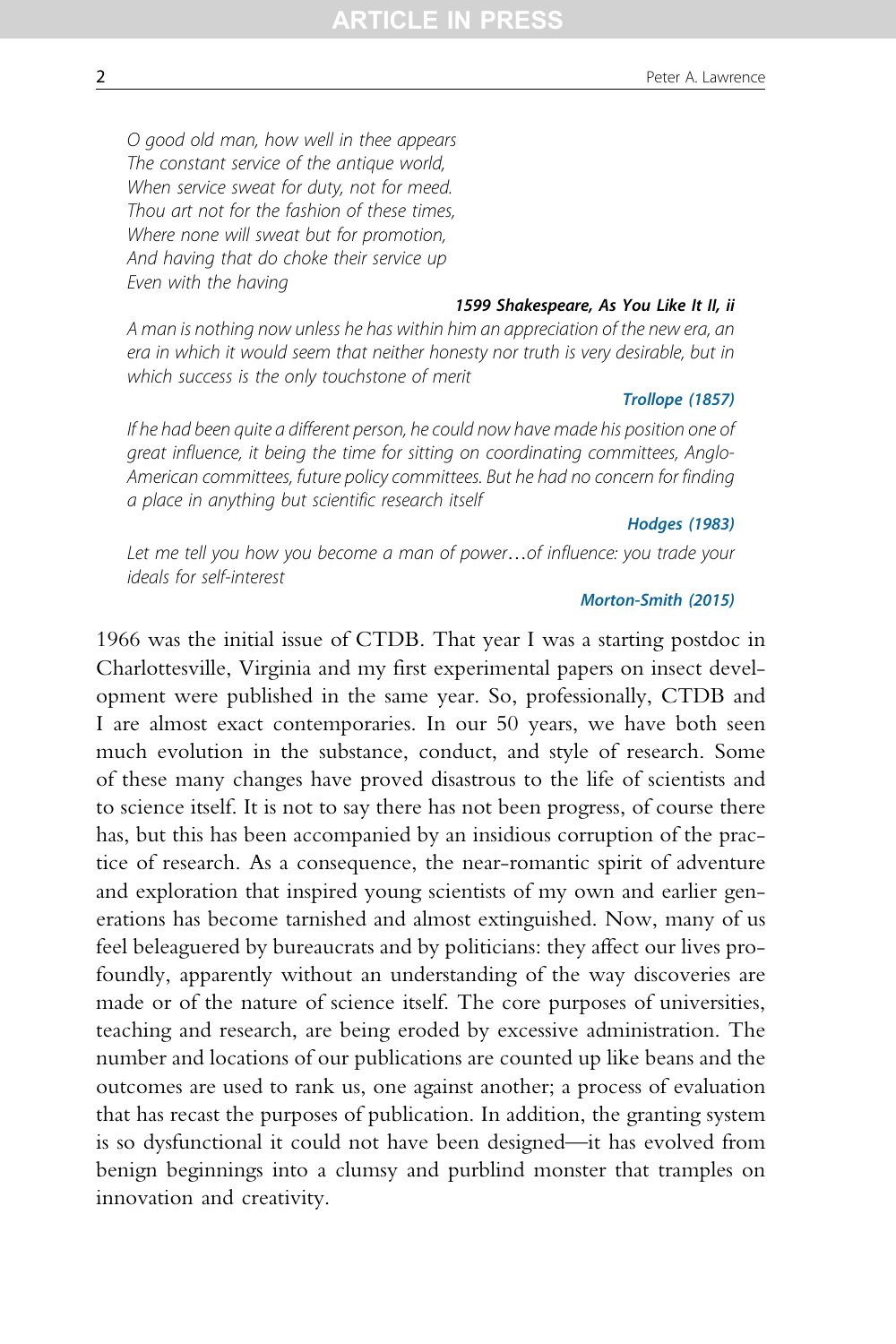*O good old man, how well in thee appears*
*The constant service of the antique world,*
*When service sweat for duty, not for meed.*
*Thou art not for the fashion of these times,*
*Where none will sweat but for promotion,*
*And having that do choke their service up*
*Even with the having*

**1599 Shakespeare, As You Like It II, ii**

*A man is nothing now unless he has within him an appreciation of the new era, an era in which it would seem that neither honesty nor truth is very desirable, but in which success is the only touchstone of merit*

**Trollope (1857)**

*If he had been quite a different person, he could now have made his position one of great influence, it being the time for sitting on coordinating committees, Anglo-American committees, future policy committees. But he had no concern for finding a place in anything but scientific research itself*

**Hodges (1983)**

*Let me tell you how you become a man of power…of influence: you trade your ideals for self-interest*

**Morton-Smith (2015)**

1966 was the initial issue of CTDB. That year I was a starting postdoc in Charlottesville, Virginia and my first experimental papers on insect development were published in the same year. So, professionally, CTDB and I are almost exact contemporaries. In our 50 years, we have both seen much evolution in the substance, conduct, and style of research. Some of these many changes have proved disastrous to the life of scientists and to science itself. It is not to say there has not been progress, of course there has, but this has been accompanied by an insidious corruption of the practice of research. As a consequence, the near-romantic spirit of adventure and exploration that inspired young scientists of my own and earlier generations has become tarnished and almost extinguished. Now, many of us feel beleaguered by bureaucrats and by politicians: they affect our lives profoundly, apparently without an understanding of the way discoveries are made or of the nature of science itself. The core purposes of universities, teaching and research, are being eroded by excessive administration. The number and locations of our publications are counted up like beans and the outcomes are used to rank us, one against another; a process of evaluation that has recast the purposes of publication. In addition, the granting system is so dysfunctional it could not have been designed—it has evolved from benign beginnings into a clumsy and purblind monster that tramples on innovation and creativity.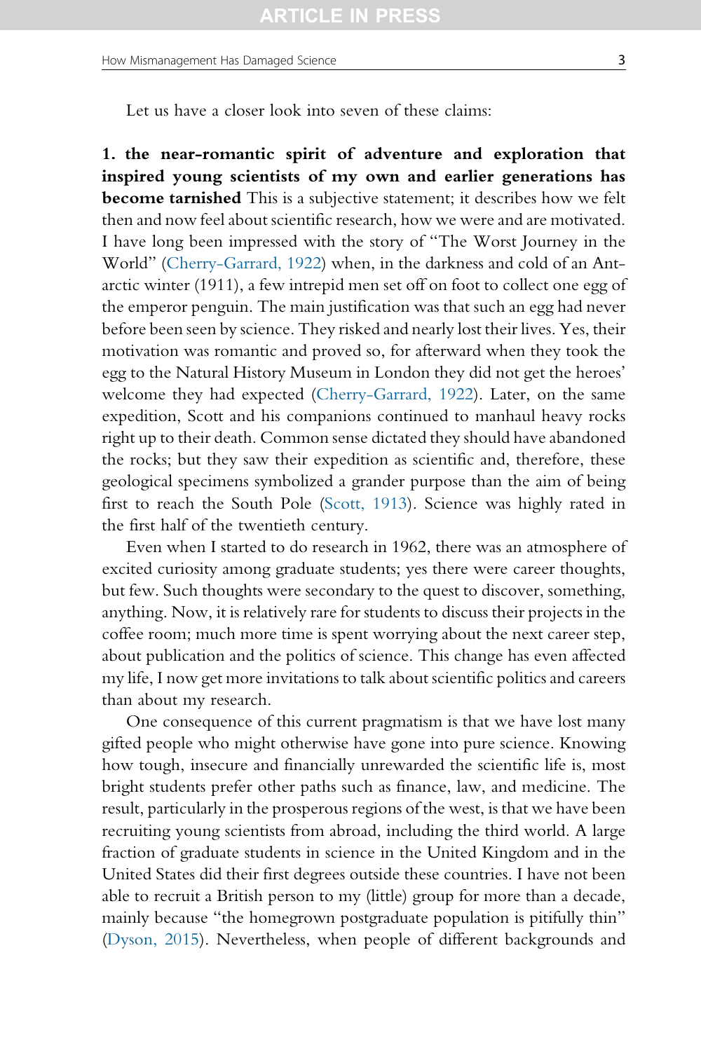Let us have a closer look into seven of these claims:

**1. the near-romantic spirit of adventure and exploration that inspired young scientists of my own and earlier generations has become tarnished** This is a subjective statement; it describes how we felt then and now feel about scientific research, how we were and are motivated. I have long been impressed with the story of "The Worst Journey in the World" (Cherry-Garrard, 1922) when, in the darkness and cold of an Antarctic winter (1911), a few intrepid men set off on foot to collect one egg of the emperor penguin. The main justification was that such an egg had never before been seen by science. They risked and nearly lost their lives. Yes, their motivation was romantic and proved so, for afterward when they took the egg to the Natural History Museum in London they did not get the heroes' welcome they had expected (Cherry-Garrard, 1922). Later, on the same expedition, Scott and his companions continued to manhaul heavy rocks right up to their death. Common sense dictated they should have abandoned the rocks; but they saw their expedition as scientific and, therefore, these geological specimens symbolized a grander purpose than the aim of being first to reach the South Pole (Scott, 1913). Science was highly rated in the first half of the twentieth century.

Even when I started to do research in 1962, there was an atmosphere of excited curiosity among graduate students; yes there were career thoughts, but few. Such thoughts were secondary to the quest to discover, something, anything. Now, it is relatively rare for students to discuss their projects in the coffee room; much more time is spent worrying about the next career step, about publication and the politics of science. This change has even affected my life, I now get more invitations to talk about scientific politics and careers than about my research.

One consequence of this current pragmatism is that we have lost many gifted people who might otherwise have gone into pure science. Knowing how tough, insecure and financially unrewarded the scientific life is, most bright students prefer other paths such as finance, law, and medicine. The result, particularly in the prosperous regions of the west, is that we have been recruiting young scientists from abroad, including the third world. A large fraction of graduate students in science in the United Kingdom and in the United States did their first degrees outside these countries. I have not been able to recruit a British person to my (little) group for more than a decade, mainly because "the homegrown postgraduate population is pitifully thin" (Dyson, 2015). Nevertheless, when people of different backgrounds and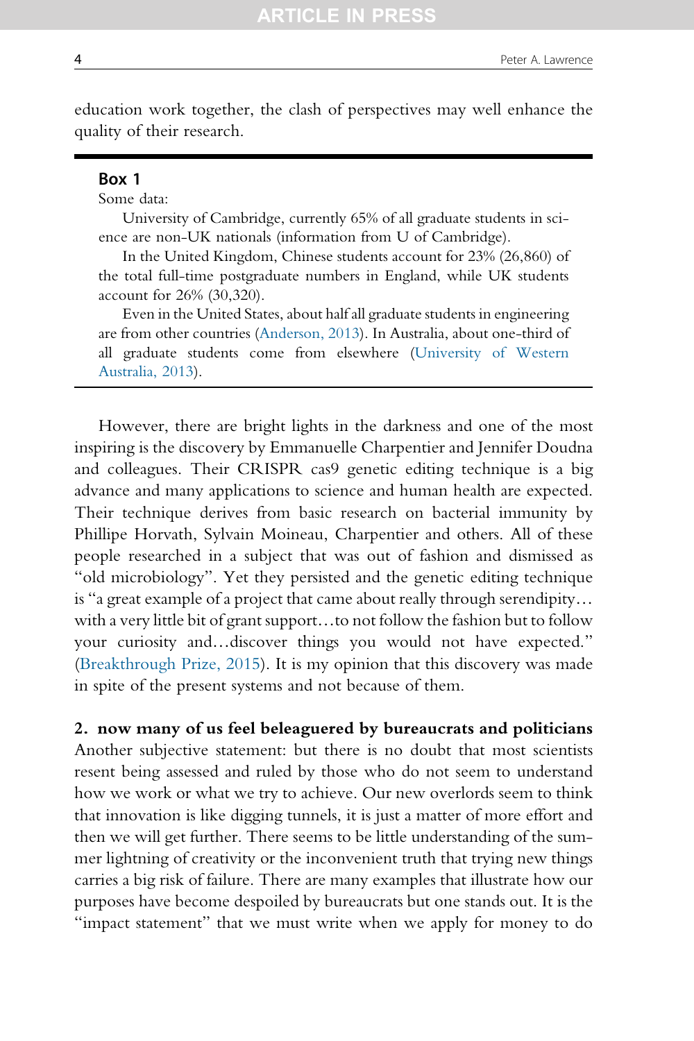education work together, the clash of perspectives may well enhance the quality of their research.

---

**Box 1**

Some data:

University of Cambridge, currently 65% of all graduate students in science are non-UK nationals (information from U of Cambridge).

In the United Kingdom, Chinese students account for 23% (26,860) of the total full-time postgraduate numbers in England, while UK students account for 26% (30,320).

Even in the United States, about half all graduate students in engineering are from other countries (Anderson, 2013). In Australia, about one-third of all graduate students come from elsewhere (University of Western Australia, 2013).

---

However, there are bright lights in the darkness and one of the most inspiring is the discovery by Emmanuelle Charpentier and Jennifer Doudna and colleagues. Their CRISPR cas9 genetic editing technique is a big advance and many applications to science and human health are expected. Their technique derives from basic research on bacterial immunity by Phillipe Horvath, Sylvain Moineau, Charpentier and others. All of these people researched in a subject that was out of fashion and dismissed as "old microbiology". Yet they persisted and the genetic editing technique is "a great example of a project that came about really through serendipity… with a very little bit of grant support…to not follow the fashion but to follow your curiosity and…discover things you would not have expected." (Breakthrough Prize, 2015). It is my opinion that this discovery was made in spite of the present systems and not because of them.

## 2. now many of us feel beleaguered by bureaucrats and politicians

Another subjective statement: but there is no doubt that most scientists resent being assessed and ruled by those who do not seem to understand how we work or what we try to achieve. Our new overlords seem to think that innovation is like digging tunnels, it is just a matter of more effort and then we will get further. There seems to be little understanding of the summer lightning of creativity or the inconvenient truth that trying new things carries a big risk of failure. There are many examples that illustrate how our purposes have become despoiled by bureaucrats but one stands out. It is the "impact statement" that we must write when we apply for money to do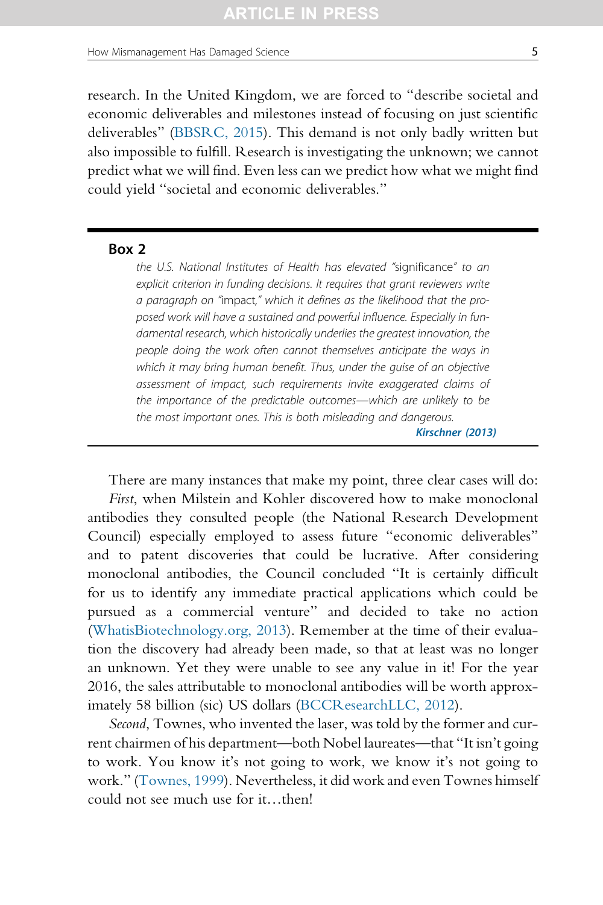research. In the United Kingdom, we are forced to "describe societal and economic deliverables and milestones instead of focusing on just scientific deliverables" (BBSRC, 2015). This demand is not only badly written but also impossible to fulfill. Research is investigating the unknown; we cannot predict what we will find. Even less can we predict how what we might find could yield "societal and economic deliverables."

---

**Box 2**

*the U.S. National Institutes of Health has elevated "significance" to an explicit criterion in funding decisions. It requires that grant reviewers write a paragraph on "impact," which it defines as the likelihood that the proposed work will have a sustained and powerful influence. Especially in fundamental research, which historically underlies the greatest innovation, the people doing the work often cannot themselves anticipate the ways in which it may bring human benefit. Thus, under the guise of an objective assessment of impact, such requirements invite exaggerated claims of the importance of the predictable outcomes—which are unlikely to be the most important ones. This is both misleading and dangerous.*

**Kirschner (2013)**

---

There are many instances that make my point, three clear cases will do:

*First*, when Milstein and Kohler discovered how to make monoclonal antibodies they consulted people (the National Research Development Council) especially employed to assess future "economic deliverables" and to patent discoveries that could be lucrative. After considering monoclonal antibodies, the Council concluded "It is certainly difficult for us to identify any immediate practical applications which could be pursued as a commercial venture" and decided to take no action (WhatisBiotechnology.org, 2013). Remember at the time of their evaluation the discovery had already been made, so that at least was no longer an unknown. Yet they were unable to see any value in it! For the year 2016, the sales attributable to monoclonal antibodies will be worth approximately 58 billion (sic) US dollars (BCCResearchLLC, 2012).

*Second*, Townes, who invented the laser, was told by the former and current chairmen of his department—both Nobel laureates—that "It isn't going to work. You know it's not going to work, we know it's not going to work." (Townes, 1999). Nevertheless, it did work and even Townes himself could not see much use for it…then!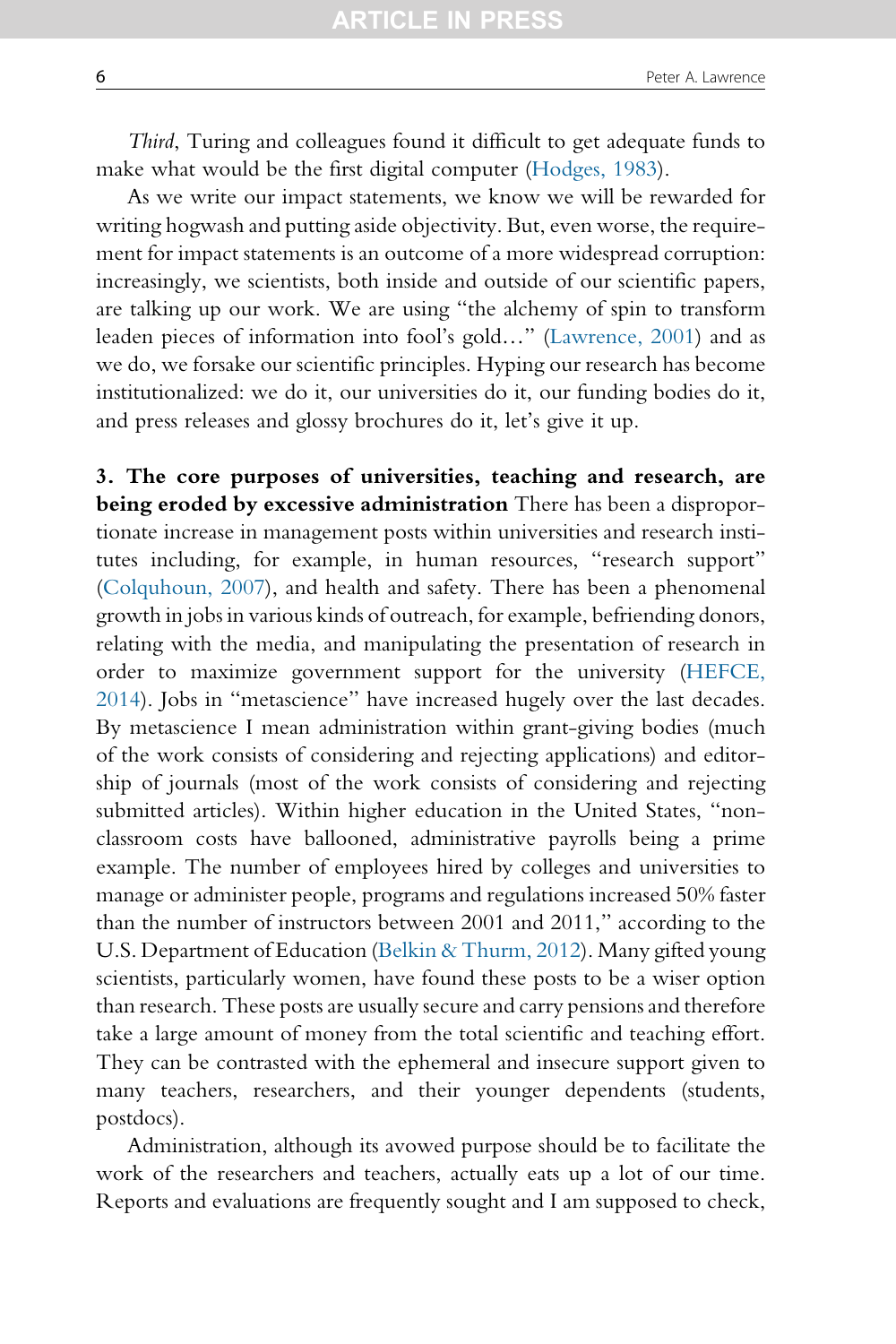*Third*, Turing and colleagues found it difficult to get adequate funds to make what would be the first digital computer (Hodges, 1983).

As we write our impact statements, we know we will be rewarded for writing hogwash and putting aside objectivity. But, even worse, the requirement for impact statements is an outcome of a more widespread corruption: increasingly, we scientists, both inside and outside of our scientific papers, are talking up our work. We are using "the alchemy of spin to transform leaden pieces of information into fool's gold…" (Lawrence, 2001) and as we do, we forsake our scientific principles. Hyping our research has become institutionalized: we do it, our universities do it, our funding bodies do it, and press releases and glossy brochures do it, let's give it up.

**3. The core purposes of universities, teaching and research, are being eroded by excessive administration** There has been a disproportionate increase in management posts within universities and research institutes including, for example, in human resources, "research support" (Colquhoun, 2007), and health and safety. There has been a phenomenal growth in jobs in various kinds of outreach, for example, befriending donors, relating with the media, and manipulating the presentation of research in order to maximize government support for the university (HEFCE, 2014). Jobs in "metascience" have increased hugely over the last decades. By metascience I mean administration within grant-giving bodies (much of the work consists of considering and rejecting applications) and editorship of journals (most of the work consists of considering and rejecting submitted articles). Within higher education in the United States, "non-classroom costs have ballooned, administrative payrolls being a prime example. The number of employees hired by colleges and universities to manage or administer people, programs and regulations increased 50% faster than the number of instructors between 2001 and 2011," according to the U.S. Department of Education (Belkin & Thurm, 2012). Many gifted young scientists, particularly women, have found these posts to be a wiser option than research. These posts are usually secure and carry pensions and therefore take a large amount of money from the total scientific and teaching effort. They can be contrasted with the ephemeral and insecure support given to many teachers, researchers, and their younger dependents (students, postdocs).

Administration, although its avowed purpose should be to facilitate the work of the researchers and teachers, actually eats up a lot of our time. Reports and evaluations are frequently sought and I am supposed to check,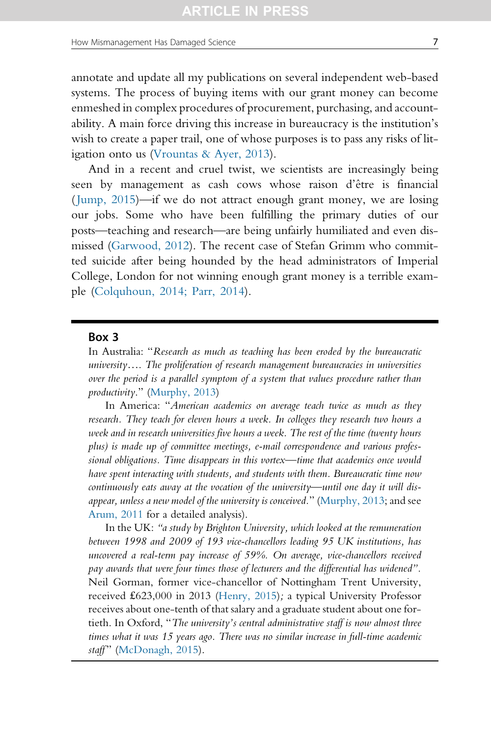annotate and update all my publications on several independent web-based systems. The process of buying items with our grant money can become enmeshed in complex procedures of procurement, purchasing, and accountability. A main force driving this increase in bureaucracy is the institution's wish to create a paper trail, one of whose purposes is to pass any risks of litigation onto us (Vrountas & Ayer, 2013).

And in a recent and cruel twist, we scientists are increasingly being seen by management as cash cows whose raison d'être is financial (Jump, 2015)—if we do not attract enough grant money, we are losing our jobs. Some who have been fulfilling the primary duties of our posts—teaching and research—are being unfairly humiliated and even dismissed (Garwood, 2012). The recent case of Stefan Grimm who committed suicide after being hounded by the head administrators of Imperial College, London for not winning enough grant money is a terrible example (Colquhoun, 2014; Parr, 2014).

---

### Box 3

In Australia: "*Research as much as teaching has been eroded by the bureaucratic university…. The proliferation of research management bureaucracies in universities over the period is a parallel symptom of a system that values procedure rather than productivity*." (Murphy, 2013)

In America: "*American academics on average teach twice as much as they research. They teach for eleven hours a week. In colleges they research two hours a week and in research universities five hours a week. The rest of the time (twenty hours plus) is made up of committee meetings, e-mail correspondence and various professional obligations. Time disappears in this vortex—time that academics once would have spent interacting with students, and students with them. Bureaucratic time now continuously eats away at the vocation of the university—until one day it will disappear, unless a new model of the university is conceived*." (Murphy, 2013; and see Arum, 2011 for a detailed analysis).

In the UK: *"a study by Brighton University, which looked at the remuneration between 1998 and 2009 of 193 vice-chancellors leading 95 UK institutions, has uncovered a real-term pay increase of 59%. On average, vice-chancellors received pay awards that were four times those of lecturers and the differential has widened"*. Neil Gorman, former vice-chancellor of Nottingham Trent University, received £623,000 in 2013 (Henry, 2015)*;* a typical University Professor receives about one-tenth of that salary and a graduate student about one fortieth. In Oxford, "*The university's central administrative staff is now almost three times what it was 15 years ago. There was no similar increase in full-time academic staff*" (McDonagh, 2015).

---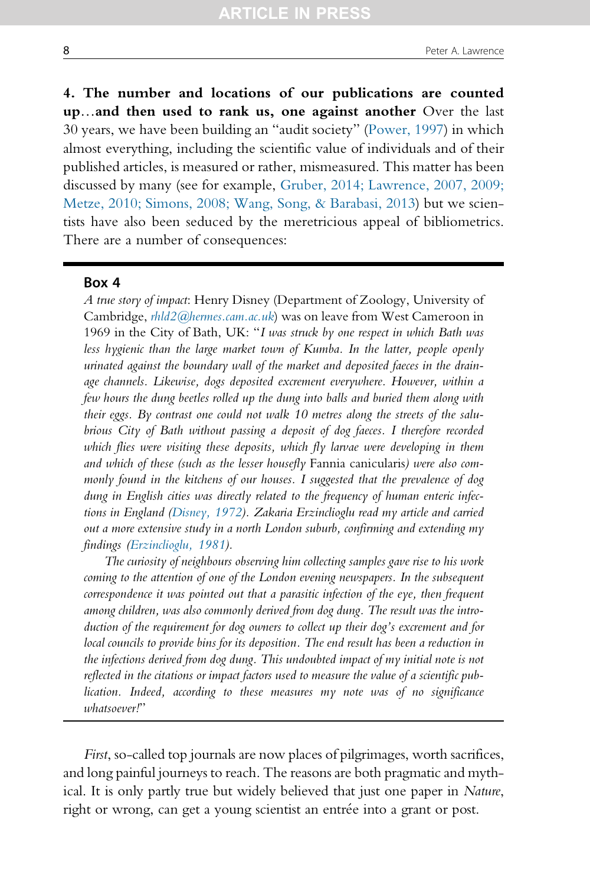**4. The number and locations of our publications are counted up…and then used to rank us, one against another** Over the last 30 years, we have been building an "audit society" (Power, 1997) in which almost everything, including the scientific value of individuals and of their published articles, is measured or rather, mismeasured. This matter has been discussed by many (see for example, Gruber, 2014; Lawrence, 2007, 2009; Metze, 2010; Simons, 2008; Wang, Song, & Barabasi, 2013) but we scientists have also been seduced by the meretricious appeal of bibliometrics. There are a number of consequences:

---

**Box 4**

*A true story of impact*: Henry Disney (Department of Zoology, University of Cambridge, *rhld2@hermes.cam.ac.uk*) was on leave from West Cameroon in 1969 in the City of Bath, UK: "*I was struck by one respect in which Bath was less hygienic than the large market town of Kumba. In the latter, people openly urinated against the boundary wall of the market and deposited faeces in the drainage channels. Likewise, dogs deposited excrement everywhere. However, within a few hours the dung beetles rolled up the dung into balls and buried them along with their eggs. By contrast one could not walk 10 metres along the streets of the salubrious City of Bath without passing a deposit of dog faeces. I therefore recorded which flies were visiting these deposits, which fly larvae were developing in them and which of these (such as the lesser housefly* Fannia canicularis*) were also commonly found in the kitchens of our houses. I suggested that the prevalence of dog dung in English cities was directly related to the frequency of human enteric infections in England (Disney, 1972). Zakaria Erzinclioglu read my article and carried out a more extensive study in a north London suburb, confirming and extending my findings (Erzinclioglu, 1981).*

*The curiosity of neighbours observing him collecting samples gave rise to his work coming to the attention of one of the London evening newspapers. In the subsequent correspondence it was pointed out that a parasitic infection of the eye, then frequent among children, was also commonly derived from dog dung. The result was the introduction of the requirement for dog owners to collect up their dog's excrement and for local councils to provide bins for its deposition. The end result has been a reduction in the infections derived from dog dung. This undoubted impact of my initial note is not reflected in the citations or impact factors used to measure the value of a scientific publication. Indeed, according to these measures my note was of no significance whatsoever!*"

---

*First*, so-called top journals are now places of pilgrimages, worth sacrifices, and long painful journeys to reach. The reasons are both pragmatic and mythical. It is only partly true but widely believed that just one paper in *Nature*, right or wrong, can get a young scientist an entrée into a grant or post.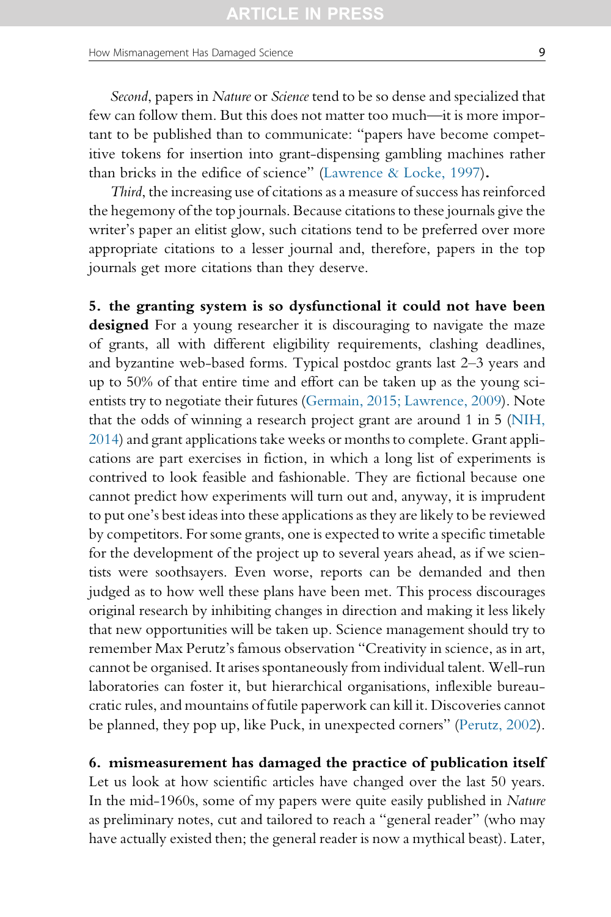*Second*, papers in *Nature* or *Science* tend to be so dense and specialized that few can follow them. But this does not matter too much—it is more important to be published than to communicate: "papers have become competitive tokens for insertion into grant-dispensing gambling machines rather than bricks in the edifice of science" (Lawrence & Locke, 1997).

*Third*, the increasing use of citations as a measure of success has reinforced the hegemony of the top journals. Because citations to these journals give the writer's paper an elitist glow, such citations tend to be preferred over more appropriate citations to a lesser journal and, therefore, papers in the top journals get more citations than they deserve.

**5. the granting system is so dysfunctional it could not have been designed** For a young researcher it is discouraging to navigate the maze of grants, all with different eligibility requirements, clashing deadlines, and byzantine web-based forms. Typical postdoc grants last 2–3 years and up to 50% of that entire time and effort can be taken up as the young scientists try to negotiate their futures (Germain, 2015; Lawrence, 2009). Note that the odds of winning a research project grant are around 1 in 5 (NIH, 2014) and grant applications take weeks or months to complete. Grant applications are part exercises in fiction, in which a long list of experiments is contrived to look feasible and fashionable. They are fictional because one cannot predict how experiments will turn out and, anyway, it is imprudent to put one's best ideas into these applications as they are likely to be reviewed by competitors. For some grants, one is expected to write a specific timetable for the development of the project up to several years ahead, as if we scientists were soothsayers. Even worse, reports can be demanded and then judged as to how well these plans have been met. This process discourages original research by inhibiting changes in direction and making it less likely that new opportunities will be taken up. Science management should try to remember Max Perutz's famous observation "Creativity in science, as in art, cannot be organised. It arises spontaneously from individual talent. Well-run laboratories can foster it, but hierarchical organisations, inflexible bureaucratic rules, and mountains of futile paperwork can kill it. Discoveries cannot be planned, they pop up, like Puck, in unexpected corners" (Perutz, 2002).

**6. mismeasurement has damaged the practice of publication itself** Let us look at how scientific articles have changed over the last 50 years. In the mid-1960s, some of my papers were quite easily published in *Nature* as preliminary notes, cut and tailored to reach a "general reader" (who may have actually existed then; the general reader is now a mythical beast). Later,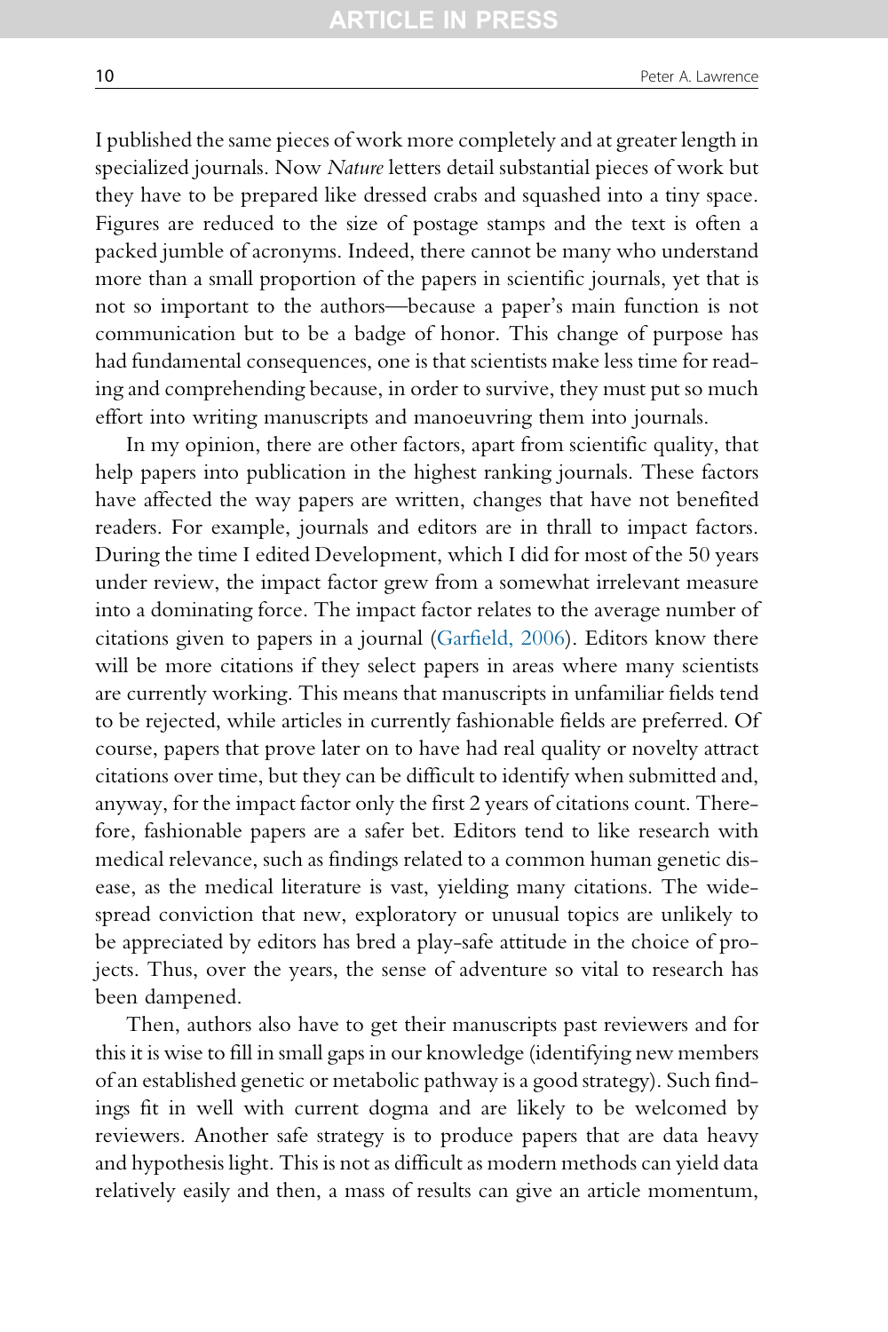I published the same pieces of work more completely and at greater length in specialized journals. Now *Nature* letters detail substantial pieces of work but they have to be prepared like dressed crabs and squashed into a tiny space. Figures are reduced to the size of postage stamps and the text is often a packed jumble of acronyms. Indeed, there cannot be many who understand more than a small proportion of the papers in scientific journals, yet that is not so important to the authors—because a paper's main function is not communication but to be a badge of honor. This change of purpose has had fundamental consequences, one is that scientists make less time for reading and comprehending because, in order to survive, they must put so much effort into writing manuscripts and manoeuvring them into journals.

In my opinion, there are other factors, apart from scientific quality, that help papers into publication in the highest ranking journals. These factors have affected the way papers are written, changes that have not benefited readers. For example, journals and editors are in thrall to impact factors. During the time I edited Development, which I did for most of the 50 years under review, the impact factor grew from a somewhat irrelevant measure into a dominating force. The impact factor relates to the average number of citations given to papers in a journal (Garfield, 2006). Editors know there will be more citations if they select papers in areas where many scientists are currently working. This means that manuscripts in unfamiliar fields tend to be rejected, while articles in currently fashionable fields are preferred. Of course, papers that prove later on to have had real quality or novelty attract citations over time, but they can be difficult to identify when submitted and, anyway, for the impact factor only the first 2 years of citations count. Therefore, fashionable papers are a safer bet. Editors tend to like research with medical relevance, such as findings related to a common human genetic disease, as the medical literature is vast, yielding many citations. The widespread conviction that new, exploratory or unusual topics are unlikely to be appreciated by editors has bred a play-safe attitude in the choice of projects. Thus, over the years, the sense of adventure so vital to research has been dampened.

Then, authors also have to get their manuscripts past reviewers and for this it is wise to fill in small gaps in our knowledge (identifying new members of an established genetic or metabolic pathway is a good strategy). Such findings fit in well with current dogma and are likely to be welcomed by reviewers. Another safe strategy is to produce papers that are data heavy and hypothesis light. This is not as difficult as modern methods can yield data relatively easily and then, a mass of results can give an article momentum,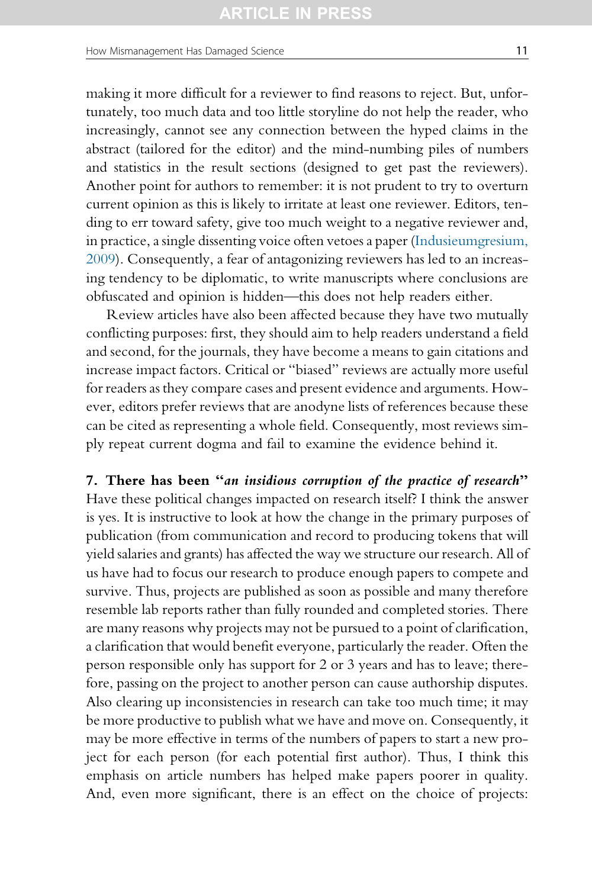making it more difficult for a reviewer to find reasons to reject. But, unfortunately, too much data and too little storyline do not help the reader, who increasingly, cannot see any connection between the hyped claims in the abstract (tailored for the editor) and the mind-numbing piles of numbers and statistics in the result sections (designed to get past the reviewers). Another point for authors to remember: it is not prudent to try to overturn current opinion as this is likely to irritate at least one reviewer. Editors, tending to err toward safety, give too much weight to a negative reviewer and, in practice, a single dissenting voice often vetoes a paper (Indusieumgresium, 2009). Consequently, a fear of antagonizing reviewers has led to an increasing tendency to be diplomatic, to write manuscripts where conclusions are obfuscated and opinion is hidden—this does not help readers either.

Review articles have also been affected because they have two mutually conflicting purposes: first, they should aim to help readers understand a field and second, for the journals, they have become a means to gain citations and increase impact factors. Critical or "biased" reviews are actually more useful for readers as they compare cases and present evidence and arguments. However, editors prefer reviews that are anodyne lists of references because these can be cited as representing a whole field. Consequently, most reviews simply repeat current dogma and fail to examine the evidence behind it.

**7. There has been "*an insidious corruption of the practice of research*"** Have these political changes impacted on research itself? I think the answer is yes. It is instructive to look at how the change in the primary purposes of publication (from communication and record to producing tokens that will yield salaries and grants) has affected the way we structure our research. All of us have had to focus our research to produce enough papers to compete and survive. Thus, projects are published as soon as possible and many therefore resemble lab reports rather than fully rounded and completed stories. There are many reasons why projects may not be pursued to a point of clarification, a clarification that would benefit everyone, particularly the reader. Often the person responsible only has support for 2 or 3 years and has to leave; therefore, passing on the project to another person can cause authorship disputes. Also clearing up inconsistencies in research can take too much time; it may be more productive to publish what we have and move on. Consequently, it may be more effective in terms of the numbers of papers to start a new project for each person (for each potential first author). Thus, I think this emphasis on article numbers has helped make papers poorer in quality. And, even more significant, there is an effect on the choice of projects: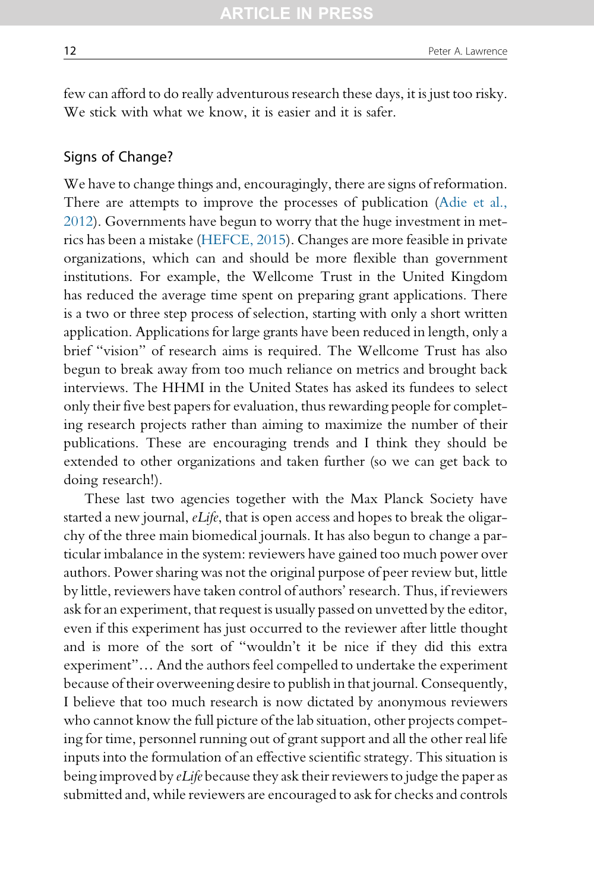few can afford to do really adventurous research these days, it is just too risky. We stick with what we know, it is easier and it is safer.

## Signs of Change?

We have to change things and, encouragingly, there are signs of reformation. There are attempts to improve the processes of publication (Adie et al., 2012). Governments have begun to worry that the huge investment in metrics has been a mistake (HEFCE, 2015). Changes are more feasible in private organizations, which can and should be more flexible than government institutions. For example, the Wellcome Trust in the United Kingdom has reduced the average time spent on preparing grant applications. There is a two or three step process of selection, starting with only a short written application. Applications for large grants have been reduced in length, only a brief "vision" of research aims is required. The Wellcome Trust has also begun to break away from too much reliance on metrics and brought back interviews. The HHMI in the United States has asked its fundees to select only their five best papers for evaluation, thus rewarding people for completing research projects rather than aiming to maximize the number of their publications. These are encouraging trends and I think they should be extended to other organizations and taken further (so we can get back to doing research!).

These last two agencies together with the Max Planck Society have started a new journal, *eLife*, that is open access and hopes to break the oligarchy of the three main biomedical journals. It has also begun to change a particular imbalance in the system: reviewers have gained too much power over authors. Power sharing was not the original purpose of peer review but, little by little, reviewers have taken control of authors' research. Thus, if reviewers ask for an experiment, that request is usually passed on unvetted by the editor, even if this experiment has just occurred to the reviewer after little thought and is more of the sort of "wouldn't it be nice if they did this extra experiment"… And the authors feel compelled to undertake the experiment because of their overweening desire to publish in that journal. Consequently, I believe that too much research is now dictated by anonymous reviewers who cannot know the full picture of the lab situation, other projects competing for time, personnel running out of grant support and all the other real life inputs into the formulation of an effective scientific strategy. This situation is being improved by *eLife* because they ask their reviewers to judge the paper as submitted and, while reviewers are encouraged to ask for checks and controls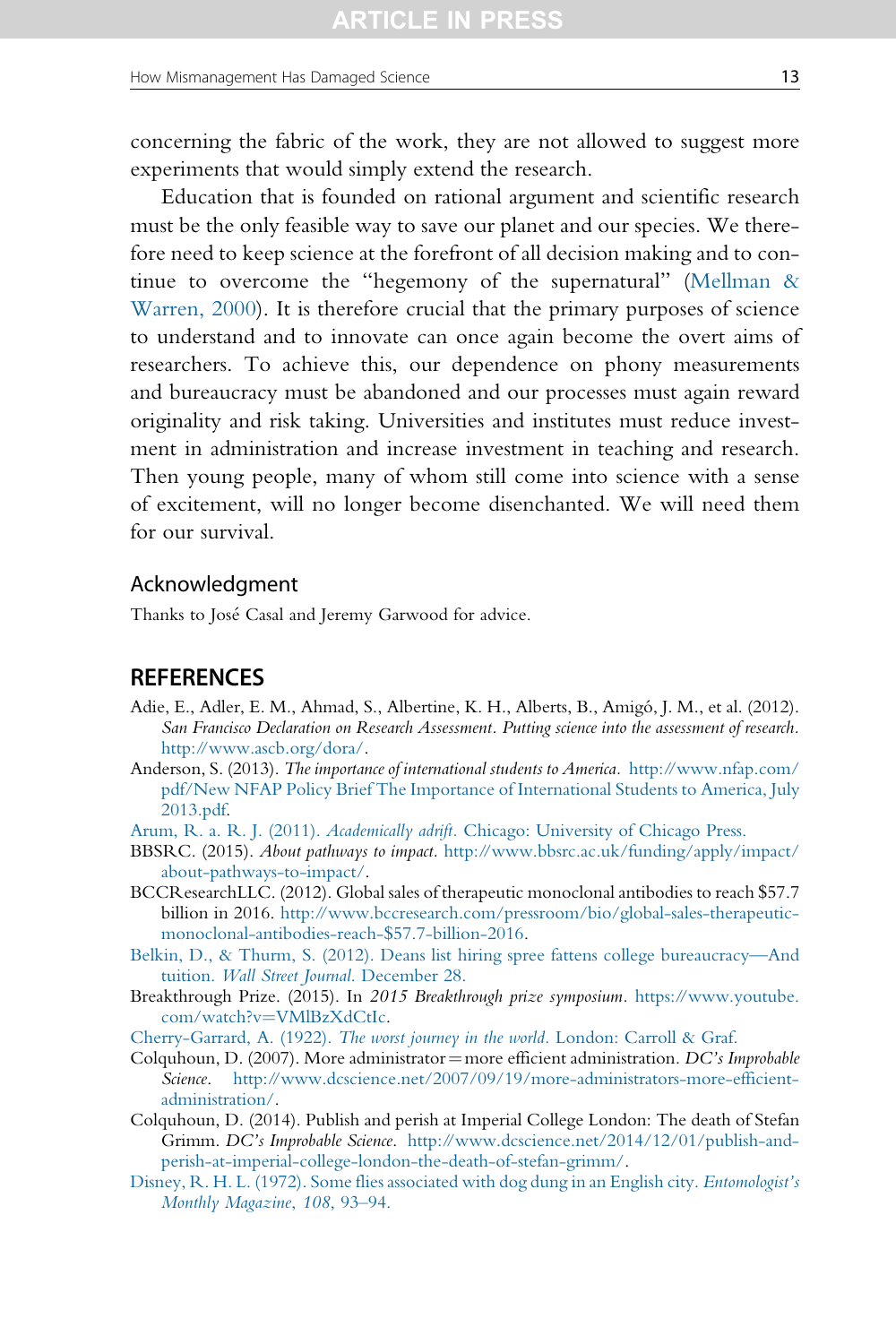concerning the fabric of the work, they are not allowed to suggest more experiments that would simply extend the research.

Education that is founded on rational argument and scientific research must be the only feasible way to save our planet and our species. We therefore need to keep science at the forefront of all decision making and to continue to overcome the "hegemony of the supernatural" (Mellman & Warren, 2000). It is therefore crucial that the primary purposes of science to understand and to innovate can once again become the overt aims of researchers. To achieve this, our dependence on phony measurements and bureaucracy must be abandoned and our processes must again reward originality and risk taking. Universities and institutes must reduce investment in administration and increase investment in teaching and research. Then young people, many of whom still come into science with a sense of excitement, will no longer become disenchanted. We will need them for our survival.

## Acknowledgment

Thanks to José Casal and Jeremy Garwood for advice.

## REFERENCES

Adie, E., Adler, E. M., Ahmad, S., Albertine, K. H., Alberts, B., Amigó, J. M., et al. (2012). *San Francisco Declaration on Research Assessment. Putting science into the assessment of research*. http://www.ascb.org/dora/.

Anderson, S. (2013). *The importance of international students to America*. http://www.nfap.com/pdf/New NFAP Policy Brief The Importance of International Students to America, July 2013.pdf.

Arum, R. a. R. J. (2011). *Academically adrift*. Chicago: University of Chicago Press.

BBSRC. (2015). *About pathways to impact*. http://www.bbsrc.ac.uk/funding/apply/impact/about-pathways-to-impact/.

BCCResearchLLC. (2012). Global sales of therapeutic monoclonal antibodies to reach $57.7 billion in 2016. http://www.bccresearch.com/pressroom/bio/global-sales-therapeutic-monoclonal-antibodies-reach-$57.7-billion-2016.

Belkin, D., & Thurm, S. (2012). Deans list hiring spree fattens college bureaucracy—And tuition. *Wall Street Journal*. December 28.

Breakthrough Prize. (2015). In *2015 Breakthrough prize symposium*. https://www.youtube.com/watch?v=VMlBzXdCtIc.

Cherry-Garrard, A. (1922). *The worst journey in the world*. London: Carroll & Graf.

Colquhoun, D. (2007). More administrator = more efficient administration. *DC's Improbable Science*. http://www.dcscience.net/2007/09/19/more-administrators-more-efficient-administration/.

Colquhoun, D. (2014). Publish and perish at Imperial College London: The death of Stefan Grimm. *DC's Improbable Science*. http://www.dcscience.net/2014/12/01/publish-and-perish-at-imperial-college-london-the-death-of-stefan-grimm/.

Disney, R. H. L. (1972). Some flies associated with dog dung in an English city. *Entomologist's Monthly Magazine*, *108*, 93–94.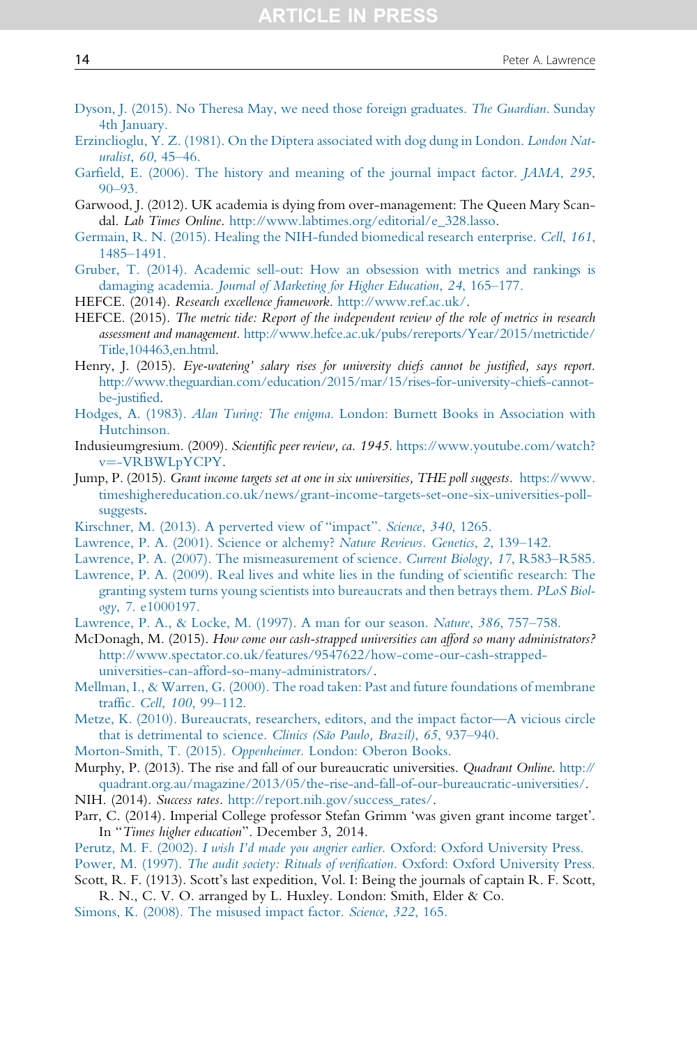Dyson, J. (2015). No Theresa May, we need those foreign graduates. *The Guardian*. Sunday 4th January.

Erzinclioglu, Y. Z. (1981). On the Diptera associated with dog dung in London. *London Naturalist*, *60*, 45–46.

Garfield, E. (2006). The history and meaning of the journal impact factor. *JAMA*, *295*, 90–93.

Garwood, J. (2012). UK academia is dying from over-management: The Queen Mary Scandal. *Lab Times Online*. http://www.labtimes.org/editorial/e_328.lasso.

Germain, R. N. (2015). Healing the NIH-funded biomedical research enterprise. *Cell*, *161*, 1485–1491.

Gruber, T. (2014). Academic sell-out: How an obsession with metrics and rankings is damaging academia. *Journal of Marketing for Higher Education*, *24*, 165–177.

HEFCE. (2014). *Research excellence framework*. http://www.ref.ac.uk/.

HEFCE. (2015). *The metric tide: Report of the independent review of the role of metrics in research assessment and management*. http://www.hefce.ac.uk/pubs/rereports/Year/2015/metrictide/Title,104463,en.html.

Henry, J. (2015). *Eye-watering' salary rises for university chiefs cannot be justified, says report*. http://www.theguardian.com/education/2015/mar/15/rises-for-university-chiefs-cannot-be-justified.

Hodges, A. (1983). *Alan Turing: The enigma*. London: Burnett Books in Association with Hutchinson.

Indusieumgresium. (2009). *Scientific peer review, ca. 1945*. https://www.youtube.com/watch?v=-VRBWLpYCPY.

Jump, P. (2015). *Grant income targets set at one in six universities, THE poll suggests*. https://www.timeshighereducation.co.uk/news/grant-income-targets-set-one-six-universities-poll-suggests.

Kirschner, M. (2013). A perverted view of "impact". *Science*, *340*, 1265.

Lawrence, P. A. (2001). Science or alchemy? *Nature Reviews. Genetics*, *2*, 139–142.

Lawrence, P. A. (2007). The mismeasurement of science. *Current Biology*, *17*, R583–R585.

Lawrence, P. A. (2009). Real lives and white lies in the funding of scientific research: The granting system turns young scientists into bureaucrats and then betrays them. *PLoS Biology*, *7*. e1000197.

Lawrence, P. A., & Locke, M. (1997). A man for our season. *Nature*, *386*, 757–758.

McDonagh, M. (2015). *How come our cash-strapped universities can afford so many administrators?* http://www.spectator.co.uk/features/9547622/how-come-our-cash-strapped-universities-can-afford-so-many-administrators/.

Mellman, I., & Warren, G. (2000). The road taken: Past and future foundations of membrane traffic. *Cell*, *100*, 99–112.

Metze, K. (2010). Bureaucrats, researchers, editors, and the impact factor—A vicious circle that is detrimental to science. *Clinics (São Paulo, Brazil)*, *65*, 937–940.

Morton-Smith, T. (2015). *Oppenheimer*. London: Oberon Books.

Murphy, P. (2013). The rise and fall of our bureaucratic universities. *Quadrant Online*. http://quadrant.org.au/magazine/2013/05/the-rise-and-fall-of-our-bureaucratic-universities/.

NIH. (2014). *Success rates*. http://report.nih.gov/success_rates/.

Parr, C. (2014). Imperial College professor Stefan Grimm 'was given grant income target'. In "*Times higher education*". December 3, 2014.

Perutz, M. F. (2002). *I wish I'd made you angrier earlier*. Oxford: Oxford University Press.

Power, M. (1997). *The audit society: Rituals of verification*. Oxford: Oxford University Press.

Scott, R. F. (1913). Scott's last expedition, Vol. I: Being the journals of captain R. F. Scott, R. N., C. V. O. arranged by L. Huxley. London: Smith, Elder & Co.

Simons, K. (2008). The misused impact factor. *Science*, *322*, 165.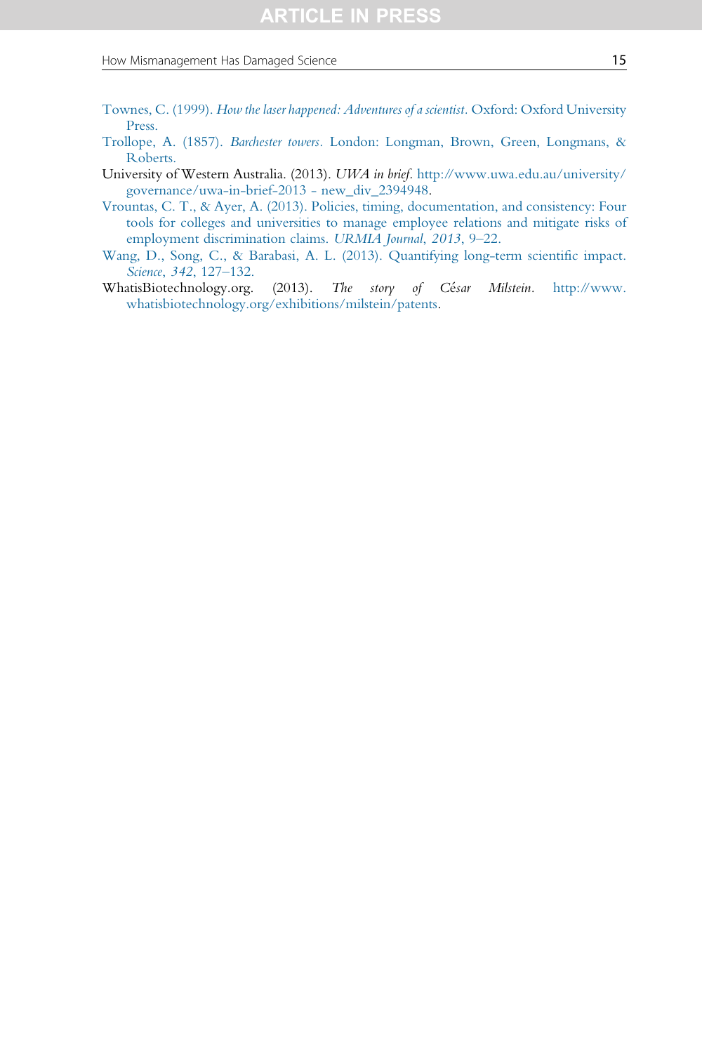Townes, C. (1999). *How the laser happened: Adventures of a scientist*. Oxford: Oxford University Press.

Trollope, A. (1857). *Barchester towers*. London: Longman, Brown, Green, Longmans, & Roberts.

University of Western Australia. (2013). *UWA in brief*. http://www.uwa.edu.au/university/governance/uwa-in-brief-2013 - new_div_2394948.

Vrountas, C. T., & Ayer, A. (2013). Policies, timing, documentation, and consistency: Four tools for colleges and universities to manage employee relations and mitigate risks of employment discrimination claims. *URMIA Journal*, *2013*, 9–22.

Wang, D., Song, C., & Barabasi, A. L. (2013). Quantifying long-term scientific impact. *Science*, *342*, 127–132.

WhatisBiotechnology.org. (2013). *The story of César Milstein*. http://www.whatisbiotechnology.org/exhibitions/milstein/patents.